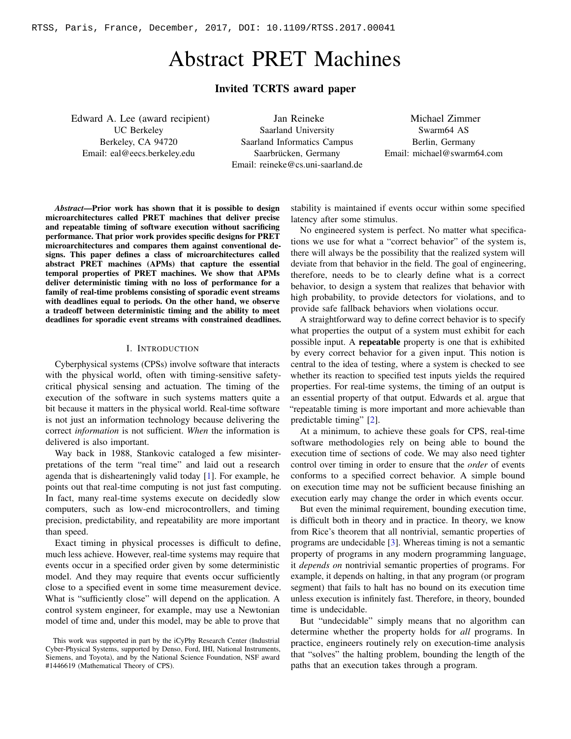RTSS, Paris, France, December, 2017, DOI: 10.1109/RTSS.2017.00041

# Abstract PRET Machines

### Invited TCRTS award paper

Edward A. Lee (award recipient)
UC Berkeley
Berkeley, CA 94720
Email: eal@eecs.berkeley.edu

Jan Reineke
Saarland University
Saarland Informatics Campus
Saarbrücken, Germany
Email: reineke@cs.uni-saarland.de

Michael Zimmer
Swarm64 AS
Berlin, Germany
Email: michael@swarm64.com

***Abstract*—Prior work has shown that it is possible to design microarchitectures called PRET machines that deliver precise and repeatable timing of software execution without sacrificing performance. That prior work provides specific designs for PRET microarchitectures and compares them against conventional designs. This paper defines a class of microarchitectures called abstract PRET machines (APMs) that capture the essential temporal properties of PRET machines. We show that APMs deliver deterministic timing with no loss of performance for a family of real-time problems consisting of sporadic event streams with deadlines equal to periods. On the other hand, we observe a tradeoff between deterministic timing and the ability to meet deadlines for sporadic event streams with constrained deadlines.**

## I. Introduction

Cyberphysical systems (CPSs) involve software that interacts with the physical world, often with timing-sensitive safety-critical physical sensing and actuation. The timing of the execution of the software in such systems matters quite a bit because it matters in the physical world. Real-time software is not just an information technology because delivering the correct *information* is not sufficient. *When* the information is delivered is also important.

Way back in 1988, Stankovic cataloged a few misinterpretations of the term "real time" and laid out a research agenda that is dishearteningly valid today [1]. For example, he points out that real-time computing is not just fast computing. In fact, many real-time systems execute on decidedly slow computers, such as low-end microcontrollers, and timing precision, predictability, and repeatability are more important than speed.

Exact timing in physical processes is difficult to define, much less achieve. However, real-time systems may require that events occur in a specified order given by some deterministic model. And they may require that events occur sufficiently close to a specified event in some time measurement device. What is "sufficiently close" will depend on the application. A control system engineer, for example, may use a Newtonian model of time and, under this model, may be able to prove that stability is maintained if events occur within some specified latency after some stimulus.

No engineered system is perfect. No matter what specifications we use for what a "correct behavior" of the system is, there will always be the possibility that the realized system will deviate from that behavior in the field. The goal of engineering, therefore, needs to be to clearly define what is a correct behavior, to design a system that realizes that behavior with high probability, to provide detectors for violations, and to provide safe fallback behaviors when violations occur.

A straightforward way to define correct behavior is to specify what properties the output of a system must exhibit for each possible input. A **repeatable** property is one that is exhibited by every correct behavior for a given input. This notion is central to the idea of testing, where a system is checked to see whether its reaction to specified test inputs yields the required properties. For real-time systems, the timing of an output is an essential property of that output. Edwards et al. argue that "repeatable timing is more important and more achievable than predictable timing" [2].

At a minimum, to achieve these goals for CPS, real-time software methodologies rely on being able to bound the execution time of sections of code. We may also need tighter control over timing in order to ensure that the *order* of events conforms to a specified correct behavior. A simple bound on execution time may not be sufficient because finishing an execution early may change the order in which events occur.

But even the minimal requirement, bounding execution time, is difficult both in theory and in practice. In theory, we know from Rice's theorem that all nontrivial, semantic properties of programs are undecidable [3]. Whereas timing is not a semantic property of programs in any modern programming language, it *depends on* nontrivial semantic properties of programs. For example, it depends on halting, in that any program (or program segment) that fails to halt has no bound on its execution time unless execution is infinitely fast. Therefore, in theory, bounded time is undecidable.

But "undecidable" simply means that no algorithm can determine whether the property holds for *all* programs. In practice, engineers routinely rely on execution-time analysis that "solves" the halting problem, bounding the length of the paths that an execution takes through a program.

This work was supported in part by the iCyPhy Research Center (Industrial Cyber-Physical Systems, supported by Denso, Ford, IHI, National Instruments, Siemens, and Toyota), and by the National Science Foundation, NSF award #1446619 (Mathematical Theory of CPS).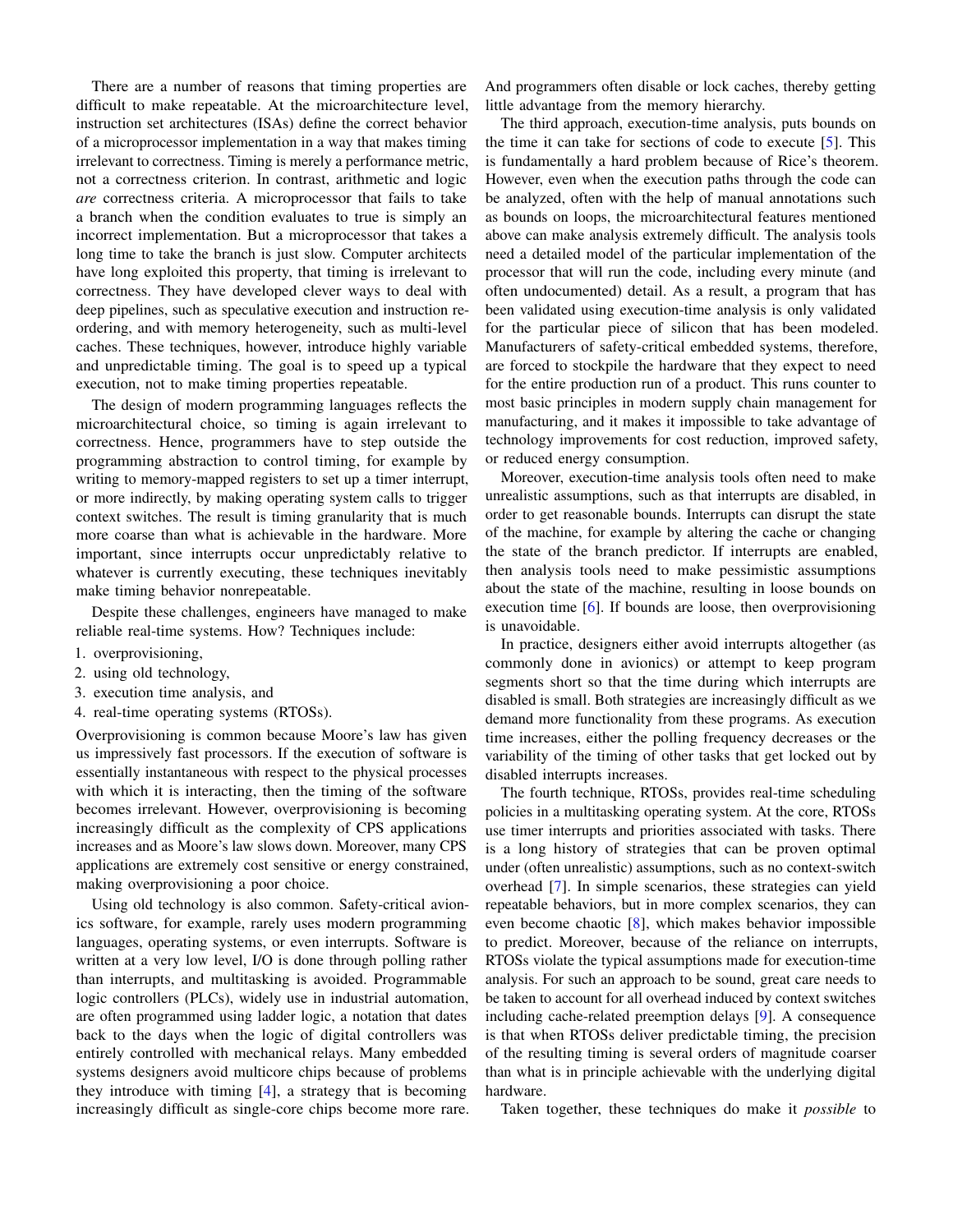There are a number of reasons that timing properties are difficult to make repeatable. At the microarchitecture level, instruction set architectures (ISAs) define the correct behavior of a microprocessor implementation in a way that makes timing irrelevant to correctness. Timing is merely a performance metric, not a correctness criterion. In contrast, arithmetic and logic *are* correctness criteria. A microprocessor that fails to take a branch when the condition evaluates to true is simply an incorrect implementation. But a microprocessor that takes a long time to take the branch is just slow. Computer architects have long exploited this property, that timing is irrelevant to correctness. They have developed clever ways to deal with deep pipelines, such as speculative execution and instruction re-ordering, and with memory heterogeneity, such as multi-level caches. These techniques, however, introduce highly variable and unpredictable timing. The goal is to speed up a typical execution, not to make timing properties repeatable.

The design of modern programming languages reflects the microarchitectural choice, so timing is again irrelevant to correctness. Hence, programmers have to step outside the programming abstraction to control timing, for example by writing to memory-mapped registers to set up a timer interrupt, or more indirectly, by making operating system calls to trigger context switches. The result is timing granularity that is much more coarse than what is achievable in the hardware. More important, since interrupts occur unpredictably relative to whatever is currently executing, these techniques inevitably make timing behavior nonrepeatable.

Despite these challenges, engineers have managed to make reliable real-time systems. How? Techniques include:

1. overprovisioning,
2. using old technology,
3. execution time analysis, and
4. real-time operating systems (RTOSs).

Overprovisioning is common because Moore's law has given us impressively fast processors. If the execution of software is essentially instantaneous with respect to the physical processes with which it is interacting, then the timing of the software becomes irrelevant. However, overprovisioning is becoming increasingly difficult as the complexity of CPS applications increases and as Moore's law slows down. Moreover, many CPS applications are extremely cost sensitive or energy constrained, making overprovisioning a poor choice.

Using old technology is also common. Safety-critical avionics software, for example, rarely uses modern programming languages, operating systems, or even interrupts. Software is written at a very low level, I/O is done through polling rather than interrupts, and multitasking is avoided. Programmable logic controllers (PLCs), widely use in industrial automation, are often programmed using ladder logic, a notation that dates back to the days when the logic of digital controllers was entirely controlled with mechanical relays. Many embedded systems designers avoid multicore chips because of problems they introduce with timing [4], a strategy that is becoming increasingly difficult as single-core chips become more rare. And programmers often disable or lock caches, thereby getting little advantage from the memory hierarchy.

The third approach, execution-time analysis, puts bounds on the time it can take for sections of code to execute [5]. This is fundamentally a hard problem because of Rice's theorem. However, even when the execution paths through the code can be analyzed, often with the help of manual annotations such as bounds on loops, the microarchitectural features mentioned above can make analysis extremely difficult. The analysis tools need a detailed model of the particular implementation of the processor that will run the code, including every minute (and often undocumented) detail. As a result, a program that has been validated using execution-time analysis is only validated for the particular piece of silicon that has been modeled. Manufacturers of safety-critical embedded systems, therefore, are forced to stockpile the hardware that they expect to need for the entire production run of a product. This runs counter to most basic principles in modern supply chain management for manufacturing, and it makes it impossible to take advantage of technology improvements for cost reduction, improved safety, or reduced energy consumption.

Moreover, execution-time analysis tools often need to make unrealistic assumptions, such as that interrupts are disabled, in order to get reasonable bounds. Interrupts can disrupt the state of the machine, for example by altering the cache or changing the state of the branch predictor. If interrupts are enabled, then analysis tools need to make pessimistic assumptions about the state of the machine, resulting in loose bounds on execution time [6]. If bounds are loose, then overprovisioning is unavoidable.

In practice, designers either avoid interrupts altogether (as commonly done in avionics) or attempt to keep program segments short so that the time during which interrupts are disabled is small. Both strategies are increasingly difficult as we demand more functionality from these programs. As execution time increases, either the polling frequency decreases or the variability of the timing of other tasks that get locked out by disabled interrupts increases.

The fourth technique, RTOSs, provides real-time scheduling policies in a multitasking operating system. At the core, RTOSs use timer interrupts and priorities associated with tasks. There is a long history of strategies that can be proven optimal under (often unrealistic) assumptions, such as no context-switch overhead [7]. In simple scenarios, these strategies can yield repeatable behaviors, but in more complex scenarios, they can even become chaotic [8], which makes behavior impossible to predict. Moreover, because of the reliance on interrupts, RTOSs violate the typical assumptions made for execution-time analysis. For such an approach to be sound, great care needs to be taken to account for all overhead induced by context switches including cache-related preemption delays [9]. A consequence is that when RTOSs deliver predictable timing, the precision of the resulting timing is several orders of magnitude coarser than what is in principle achievable with the underlying digital hardware.

Taken together, these techniques do make it *possible* to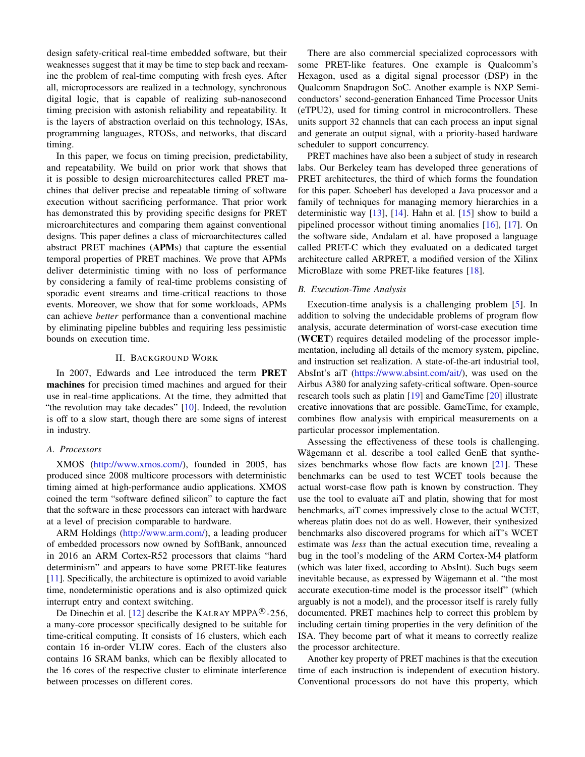design safety-critical real-time embedded software, but their weaknesses suggest that it may be time to step back and reexamine the problem of real-time computing with fresh eyes. After all, microprocessors are realized in a technology, synchronous digital logic, that is capable of realizing sub-nanosecond timing precision with astonish reliability and repeatability. It is the layers of abstraction overlaid on this technology, ISAs, programming languages, RTOSs, and networks, that discard timing.

In this paper, we focus on timing precision, predictability, and repeatability. We build on prior work that shows that it is possible to design microarchitectures called PRET machines that deliver precise and repeatable timing of software execution without sacrificing performance. That prior work has demonstrated this by providing specific designs for PRET microarchitectures and comparing them against conventional designs. This paper defines a class of microarchitectures called abstract PRET machines (**APM**s) that capture the essential temporal properties of PRET machines. We prove that APMs deliver deterministic timing with no loss of performance by considering a family of real-time problems consisting of sporadic event streams and time-critical reactions to those events. Moreover, we show that for some workloads, APMs can achieve *better* performance than a conventional machine by eliminating pipeline bubbles and requiring less pessimistic bounds on execution time.

## II. Background Work

In 2007, Edwards and Lee introduced the term **PRET machines** for precision timed machines and argued for their use in real-time applications. At the time, they admitted that "the revolution may take decades" [10]. Indeed, the revolution is off to a slow start, though there are some signs of interest in industry.

### A. Processors

XMOS (http://www.xmos.com/), founded in 2005, has produced since 2008 multicore processors with deterministic timing aimed at high-performance audio applications. XMOS coined the term "software defined silicon" to capture the fact that the software in these processors can interact with hardware at a level of precision comparable to hardware.

ARM Holdings (http://www.arm.com/), a leading producer of embedded processors now owned by SoftBank, announced in 2016 an ARM Cortex-R52 processors that claims "hard determinism" and appears to have some PRET-like features [11]. Specifically, the architecture is optimized to avoid variable time, nondeterministic operations and is also optimized quick interrupt entry and context switching.

De Dinechin et al. [12] describe the Kalray MPPA®-256, a many-core processor specifically designed to be suitable for time-critical computing. It consists of 16 clusters, which each contain 16 in-order VLIW cores. Each of the clusters also contains 16 SRAM banks, which can be flexibly allocated to the 16 cores of the respective cluster to eliminate interference between processes on different cores.

There are also commercial specialized coprocessors with some PRET-like features. One example is Qualcomm's Hexagon, used as a digital signal processor (DSP) in the Qualcomm Snapdragon SoC. Another example is NXP Semiconductors' second-generation Enhanced Time Processor Units (eTPU2), used for timing control in microcontrollers. These units support 32 channels that can each process an input signal and generate an output signal, with a priority-based hardware scheduler to support concurrency.

PRET machines have also been a subject of study in research labs. Our Berkeley team has developed three generations of PRET architectures, the third of which forms the foundation for this paper. Schoeberl has developed a Java processor and a family of techniques for managing memory hierarchies in a deterministic way [13], [14]. Hahn et al. [15] show to build a pipelined processor without timing anomalies [16], [17]. On the software side, Andalam et al. have proposed a language called PRET-C which they evaluated on a dedicated target architecture called ARPRET, a modified version of the Xilinx MicroBlaze with some PRET-like features [18].

### B. Execution-Time Analysis

Execution-time analysis is a challenging problem [5]. In addition to solving the undecidable problems of program flow analysis, accurate determination of worst-case execution time (**WCET**) requires detailed modeling of the processor implementation, including all details of the memory system, pipeline, and instruction set realization. A state-of-the-art industrial tool, AbsInt's aiT (https://www.absint.com/ait/), was used on the Airbus A380 for analyzing safety-critical software. Open-source research tools such as platin [19] and GameTime [20] illustrate creative innovations that are possible. GameTime, for example, combines flow analysis with empirical measurements on a particular processor implementation.

Assessing the effectiveness of these tools is challenging. Wägemann et al. describe a tool called GenE that synthesizes benchmarks whose flow facts are known [21]. These benchmarks can be used to test WCET tools because the actual worst-case flow path is known by construction. They use the tool to evaluate aiT and platin, showing that for most benchmarks, aiT comes impressively close to the actual WCET, whereas platin does not do as well. However, their synthesized benchmarks also discovered programs for which aiT's WCET estimate was *less* than the actual execution time, revealing a bug in the tool's modeling of the ARM Cortex-M4 platform (which was later fixed, according to AbsInt). Such bugs seem inevitable because, as expressed by Wägemann et al. "the most accurate execution-time model is the processor itself" (which arguably is not a model), and the processor itself is rarely fully documented. PRET machines help to correct this problem by including certain timing properties in the very definition of the ISA. They become part of what it means to correctly realize the processor architecture.

Another key property of PRET machines is that the execution time of each instruction is independent of execution history. Conventional processors do not have this property, which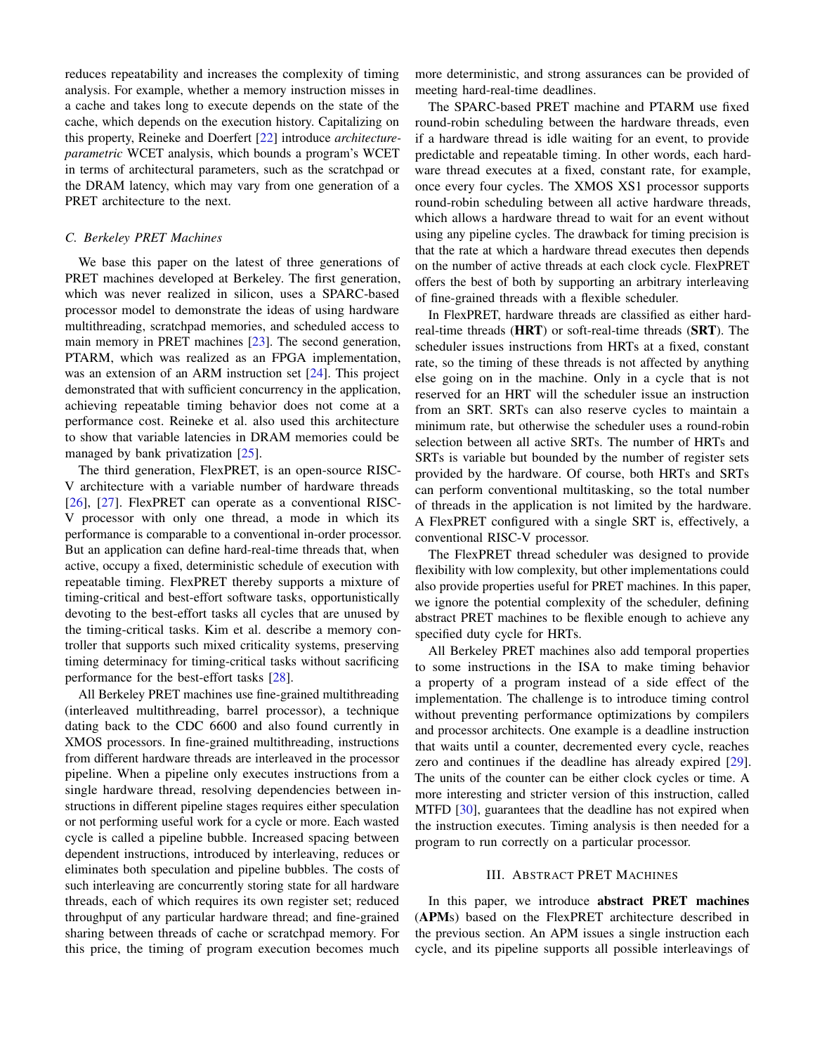reduces repeatability and increases the complexity of timing analysis. For example, whether a memory instruction misses in a cache and takes long to execute depends on the state of the cache, which depends on the execution history. Capitalizing on this property, Reineke and Doerfert [22] introduce *architecture-parametric* WCET analysis, which bounds a program's WCET in terms of architectural parameters, such as the scratchpad or the DRAM latency, which may vary from one generation of a PRET architecture to the next.

### C. Berkeley PRET Machines

We base this paper on the latest of three generations of PRET machines developed at Berkeley. The first generation, which was never realized in silicon, uses a SPARC-based processor model to demonstrate the ideas of using hardware multithreading, scratchpad memories, and scheduled access to main memory in PRET machines [23]. The second generation, PTARM, which was realized as an FPGA implementation, was an extension of an ARM instruction set [24]. This project demonstrated that with sufficient concurrency in the application, achieving repeatable timing behavior does not come at a performance cost. Reineke et al. also used this architecture to show that variable latencies in DRAM memories could be managed by bank privatization [25].

The third generation, FlexPRET, is an open-source RISC-V architecture with a variable number of hardware threads [26], [27]. FlexPRET can operate as a conventional RISC-V processor with only one thread, a mode in which its performance is comparable to a conventional in-order processor. But an application can define hard-real-time threads that, when active, occupy a fixed, deterministic schedule of execution with repeatable timing. FlexPRET thereby supports a mixture of timing-critical and best-effort software tasks, opportunistically devoting to the best-effort tasks all cycles that are unused by the timing-critical tasks. Kim et al. describe a memory controller that supports such mixed criticality systems, preserving timing determinacy for timing-critical tasks without sacrificing performance for the best-effort tasks [28].

All Berkeley PRET machines use fine-grained multithreading (interleaved multithreading, barrel processor), a technique dating back to the CDC 6600 and also found currently in XMOS processors. In fine-grained multithreading, instructions from different hardware threads are interleaved in the processor pipeline. When a pipeline only executes instructions from a single hardware thread, resolving dependencies between instructions in different pipeline stages requires either speculation or not performing useful work for a cycle or more. Each wasted cycle is called a pipeline bubble. Increased spacing between dependent instructions, introduced by interleaving, reduces or eliminates both speculation and pipeline bubbles. The costs of such interleaving are concurrently storing state for all hardware threads, each of which requires its own register set; reduced throughput of any particular hardware thread; and fine-grained sharing between threads of cache or scratchpad memory. For this price, the timing of program execution becomes much more deterministic, and strong assurances can be provided of meeting hard-real-time deadlines.

The SPARC-based PRET machine and PTARM use fixed round-robin scheduling between the hardware threads, even if a hardware thread is idle waiting for an event, to provide predictable and repeatable timing. In other words, each hardware thread executes at a fixed, constant rate, for example, once every four cycles. The XMOS XS1 processor supports round-robin scheduling between all active hardware threads, which allows a hardware thread to wait for an event without using any pipeline cycles. The drawback for timing precision is that the rate at which a hardware thread executes then depends on the number of active threads at each clock cycle. FlexPRET offers the best of both by supporting an arbitrary interleaving of fine-grained threads with a flexible scheduler.

In FlexPRET, hardware threads are classified as either hard-real-time threads (**HRT**) or soft-real-time threads (**SRT**). The scheduler issues instructions from HRTs at a fixed, constant rate, so the timing of these threads is not affected by anything else going on in the machine. Only in a cycle that is not reserved for an HRT will the scheduler issue an instruction from an SRT. SRTs can also reserve cycles to maintain a minimum rate, but otherwise the scheduler uses a round-robin selection between all active SRTs. The number of HRTs and SRTs is variable but bounded by the number of register sets provided by the hardware. Of course, both HRTs and SRTs can perform conventional multitasking, so the total number of threads in the application is not limited by the hardware. A FlexPRET configured with a single SRT is, effectively, a conventional RISC-V processor.

The FlexPRET thread scheduler was designed to provide flexibility with low complexity, but other implementations could also provide properties useful for PRET machines. In this paper, we ignore the potential complexity of the scheduler, defining abstract PRET machines to be flexible enough to achieve any specified duty cycle for HRTs.

All Berkeley PRET machines also add temporal properties to some instructions in the ISA to make timing behavior a property of a program instead of a side effect of the implementation. The challenge is to introduce timing control without preventing performance optimizations by compilers and processor architects. One example is a deadline instruction that waits until a counter, decremented every cycle, reaches zero and continues if the deadline has already expired [29]. The units of the counter can be either clock cycles or time. A more interesting and stricter version of this instruction, called MTFD [30], guarantees that the deadline has not expired when the instruction executes. Timing analysis is then needed for a program to run correctly on a particular processor.

## III. Abstract PRET Machines

In this paper, we introduce **abstract PRET machines** (**APM**s) based on the FlexPRET architecture described in the previous section. An APM issues a single instruction each cycle, and its pipeline supports all possible interleavings of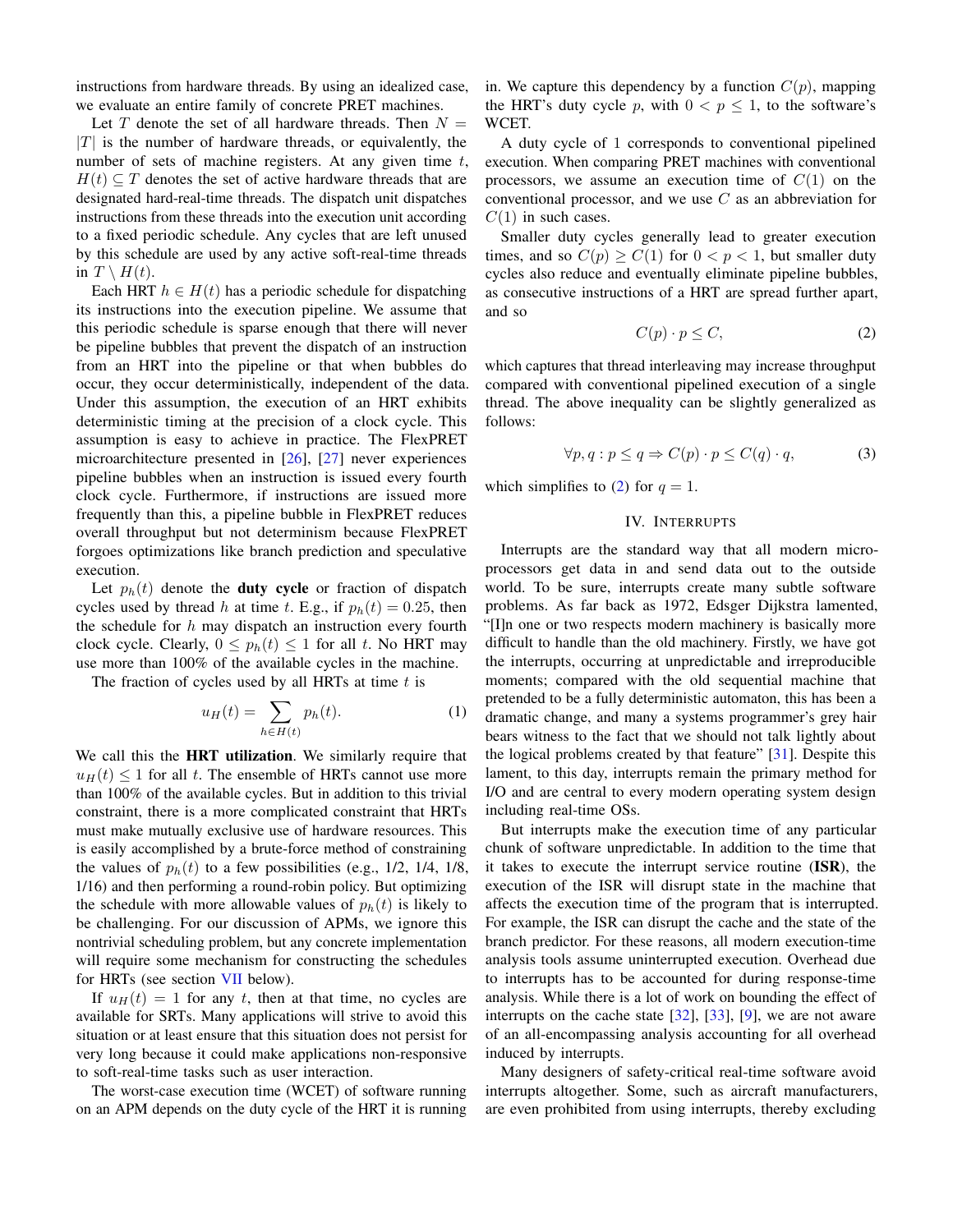instructions from hardware threads. By using an idealized case, we evaluate an entire family of concrete PRET machines.

Let $T$ denote the set of all hardware threads. Then $N = |T|$ is the number of hardware threads, or equivalently, the number of sets of machine registers. At any given time $t$, $H(t) \subseteq T$ denotes the set of active hardware threads that are designated hard-real-time threads. The dispatch unit dispatches instructions from these threads into the execution unit according to a fixed periodic schedule. Any cycles that are left unused by this schedule are used by any active soft-real-time threads in $T \setminus H(t)$.

Each HRT $h \in H(t)$ has a periodic schedule for dispatching its instructions into the execution pipeline. We assume that this periodic schedule is sparse enough that there will never be pipeline bubbles that prevent the dispatch of an instruction from an HRT into the pipeline or that when bubbles do occur, they occur deterministically, independent of the data. Under this assumption, the execution of an HRT exhibits deterministic timing at the precision of a clock cycle. This assumption is easy to achieve in practice. The FlexPRET microarchitecture presented in [26], [27] never experiences pipeline bubbles when an instruction is issued every fourth clock cycle. Furthermore, if instructions are issued more frequently than this, a pipeline bubble in FlexPRET reduces overall throughput but not determinism because FlexPRET forgoes optimizations like branch prediction and speculative execution.

Let $p_h(t)$ denote the **duty cycle** or fraction of dispatch cycles used by thread $h$ at time $t$. E.g., if $p_h(t) = 0.25$, then the schedule for $h$ may dispatch an instruction every fourth clock cycle. Clearly, $0 \leq p_h(t) \leq 1$ for all $t$. No HRT may use more than 100% of the available cycles in the machine.

The fraction of cycles used by all HRTs at time $t$ is

$$u_H(t) = \sum_{h \in H(t)} p_h(t). \tag{1}$$

We call this the **HRT utilization**. We similarly require that $u_H(t) \leq 1$ for all $t$. The ensemble of HRTs cannot use more than 100% of the available cycles. But in addition to this trivial constraint, there is a more complicated constraint that HRTs must make mutually exclusive use of hardware resources. This is easily accomplished by a brute-force method of constraining the values of $p_h(t)$ to a few possibilities (e.g., 1/2, 1/4, 1/8, 1/16) and then performing a round-robin policy. But optimizing the schedule with more allowable values of $p_h(t)$ is likely to be challenging. For our discussion of APMs, we ignore this nontrivial scheduling problem, but any concrete implementation will require some mechanism for constructing the schedules for HRTs (see section VII below).

If $u_H(t) = 1$ for any $t$, then at that time, no cycles are available for SRTs. Many applications will strive to avoid this situation or at least ensure that this situation does not persist for very long because it could make applications non-responsive to soft-real-time tasks such as user interaction.

The worst-case execution time (WCET) of software running on an APM depends on the duty cycle of the HRT it is running in. We capture this dependency by a function $C(p)$, mapping the HRT's duty cycle $p$, with $0 < p \leq 1$, to the software's WCET.

A duty cycle of 1 corresponds to conventional pipelined execution. When comparing PRET machines with conventional processors, we assume an execution time of $C(1)$ on the conventional processor, and we use $C$ as an abbreviation for $C(1)$ in such cases.

Smaller duty cycles generally lead to greater execution times, and so $C(p) \geq C(1)$ for $0 < p < 1$, but smaller duty cycles also reduce and eventually eliminate pipeline bubbles, as consecutive instructions of a HRT are spread further apart, and so

$$C(p) \cdot p \leq C, \tag{2}$$

which captures that thread interleaving may increase throughput compared with conventional pipelined execution of a single thread. The above inequality can be slightly generalized as follows:

$$\forall p, q : p \leq q \Rightarrow C(p) \cdot p \leq C(q) \cdot q, \tag{3}$$

which simplifies to (2) for $q = 1$.

## IV. Interrupts

Interrupts are the standard way that all modern microprocessors get data in and send data out to the outside world. To be sure, interrupts create many subtle software problems. As far back as 1972, Edsger Dijkstra lamented, "[I]n one or two respects modern machinery is basically more difficult to handle than the old machinery. Firstly, we have got the interrupts, occurring at unpredictable and irreproducible moments; compared with the old sequential machine that pretended to be a fully deterministic automaton, this has been a dramatic change, and many a systems programmer's grey hair bears witness to the fact that we should not talk lightly about the logical problems created by that feature" [31]. Despite this lament, to this day, interrupts remain the primary method for I/O and are central to every modern operating system design including real-time OSs.

But interrupts make the execution time of any particular chunk of software unpredictable. In addition to the time that it takes to execute the interrupt service routine (**ISR**), the execution of the ISR will disrupt state in the machine that affects the execution time of the program that is interrupted. For example, the ISR can disrupt the cache and the state of the branch predictor. For these reasons, all modern execution-time analysis tools assume uninterrupted execution. Overhead due to interrupts has to be accounted for during response-time analysis. While there is a lot of work on bounding the effect of interrupts on the cache state [32], [33], [9], we are not aware of an all-encompassing analysis accounting for all overhead induced by interrupts.

Many designers of safety-critical real-time software avoid interrupts altogether. Some, such as aircraft manufacturers, are even prohibited from using interrupts, thereby excluding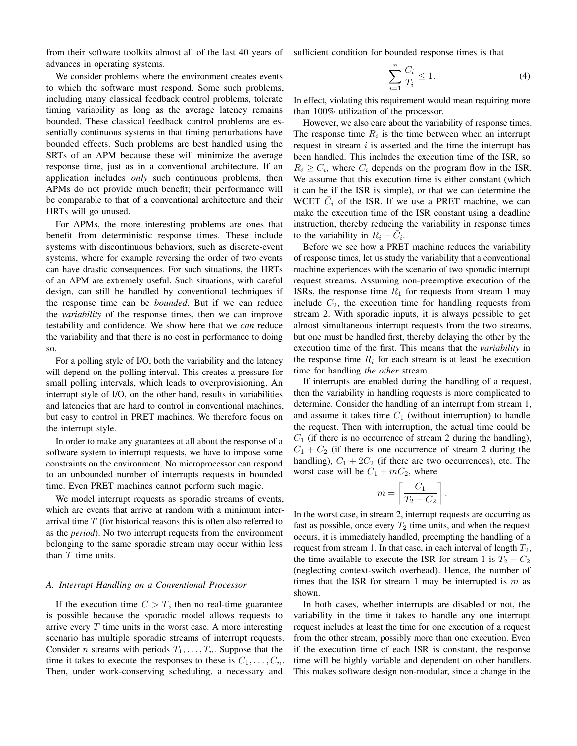from their software toolkits almost all of the last 40 years of advances in operating systems.

We consider problems where the environment creates events to which the software must respond. Some such problems, including many classical feedback control problems, tolerate timing variability as long as the average latency remains bounded. These classical feedback control problems are essentially continuous systems in that timing perturbations have bounded effects. Such problems are best handled using the SRTs of an APM because these will minimize the average response time, just as in a conventional architecture. If an application includes *only* such continuous problems, then APMs do not provide much benefit; their performance will be comparable to that of a conventional architecture and their HRTs will go unused.

For APMs, the more interesting problems are ones that benefit from deterministic response times. These include systems with discontinuous behaviors, such as discrete-event systems, where for example reversing the order of two events can have drastic consequences. For such situations, the HRTs of an APM are extremely useful. Such situations, with careful design, can still be handled by conventional techniques if the response time can be *bounded*. But if we can reduce the *variability* of the response times, then we can improve testability and confidence. We show here that we *can* reduce the variability and that there is no cost in performance to doing so.

For a polling style of I/O, both the variability and the latency will depend on the polling interval. This creates a pressure for small polling intervals, which leads to overprovisioning. An interrupt style of I/O, on the other hand, results in variabilities and latencies that are hard to control in conventional machines, but easy to control in PRET machines. We therefore focus on the interrupt style.

In order to make any guarantees at all about the response of a software system to interrupt requests, we have to impose some constraints on the environment. No microprocessor can respond to an unbounded number of interrupts requests in bounded time. Even PRET machines cannot perform such magic.

We model interrupt requests as sporadic streams of events, which are events that arrive at random with a minimum inter-arrival time $T$ (for historical reasons this is often also referred to as the *period*). No two interrupt requests from the environment belonging to the same sporadic stream may occur within less than $T$ time units.

### A. Interrupt Handling on a Conventional Processor

If the execution time $C > T$, then no real-time guarantee is possible because the sporadic model allows requests to arrive every $T$ time units in the worst case. A more interesting scenario has multiple sporadic streams of interrupt requests. Consider $n$ streams with periods $T_1, \ldots, T_n$. Suppose that the time it takes to execute the responses to these is $C_1, \ldots, C_n$. Then, under work-conserving scheduling, a necessary and sufficient condition for bounded response times is that

$$\sum_{i=1}^{n} \frac{C_i}{T_i} \leq 1. \tag{4}$$

In effect, violating this requirement would mean requiring more than 100% utilization of the processor.

However, we also care about the variability of response times. The response time $R_i$ is the time between when an interrupt request in stream $i$ is asserted and the time the interrupt has been handled. This includes the execution time of the ISR, so $R_i \geq C_i$, where $C_i$ depends on the program flow in the ISR. We assume that this execution time is either constant (which it can be if the ISR is simple), or that we can determine the WCET $\bar{C}_i$ of the ISR. If we use a PRET machine, we can make the execution time of the ISR constant using a deadline instruction, thereby reducing the variability in response times to the variability in $R_i - \bar{C}_i$.

Before we see how a PRET machine reduces the variability of response times, let us study the variability that a conventional machine experiences with the scenario of two sporadic interrupt request streams. Assuming non-preemptive execution of the ISRs, the response time $R_1$ for requests from stream 1 may include $C_2$, the execution time for handling requests from stream 2. With sporadic inputs, it is always possible to get almost simultaneous interrupt requests from the two streams, but one must be handled first, thereby delaying the other by the execution time of the first. This means that the *variability* in the response time $R_i$ for each stream is at least the execution time for handling *the other* stream.

If interrupts are enabled during the handling of a request, then the variability in handling requests is more complicated to determine. Consider the handling of an interrupt from stream 1, and assume it takes time $C_1$ (without interruption) to handle the request. Then with interruption, the actual time could be $C_1$ (if there is no occurrence of stream 2 during the handling), $C_1 + C_2$ (if there is one occurrence of stream 2 during the handling), $C_1 + 2C_2$ (if there are two occurrences), etc. The worst case will be $C_1 + mC_2$, where

$$m = \left\lceil \frac{C_1}{T_2 - C_2} \right\rceil.$$

In the worst case, in stream 2, interrupt requests are occurring as fast as possible, once every $T_2$ time units, and when the request occurs, it is immediately handled, preempting the handling of a request from stream 1. In that case, in each interval of length $T_2$, the time available to execute the ISR for stream 1 is $T_2 - C_2$ (neglecting context-switch overhead). Hence, the number of times that the ISR for stream 1 may be interrupted is $m$ as shown.

In both cases, whether interrupts are disabled or not, the variability in the time it takes to handle any one interrupt request includes at least the time for one execution of a request from the other stream, possibly more than one execution. Even if the execution time of each ISR is constant, the response time will be highly variable and dependent on other handlers. This makes software design non-modular, since a change in the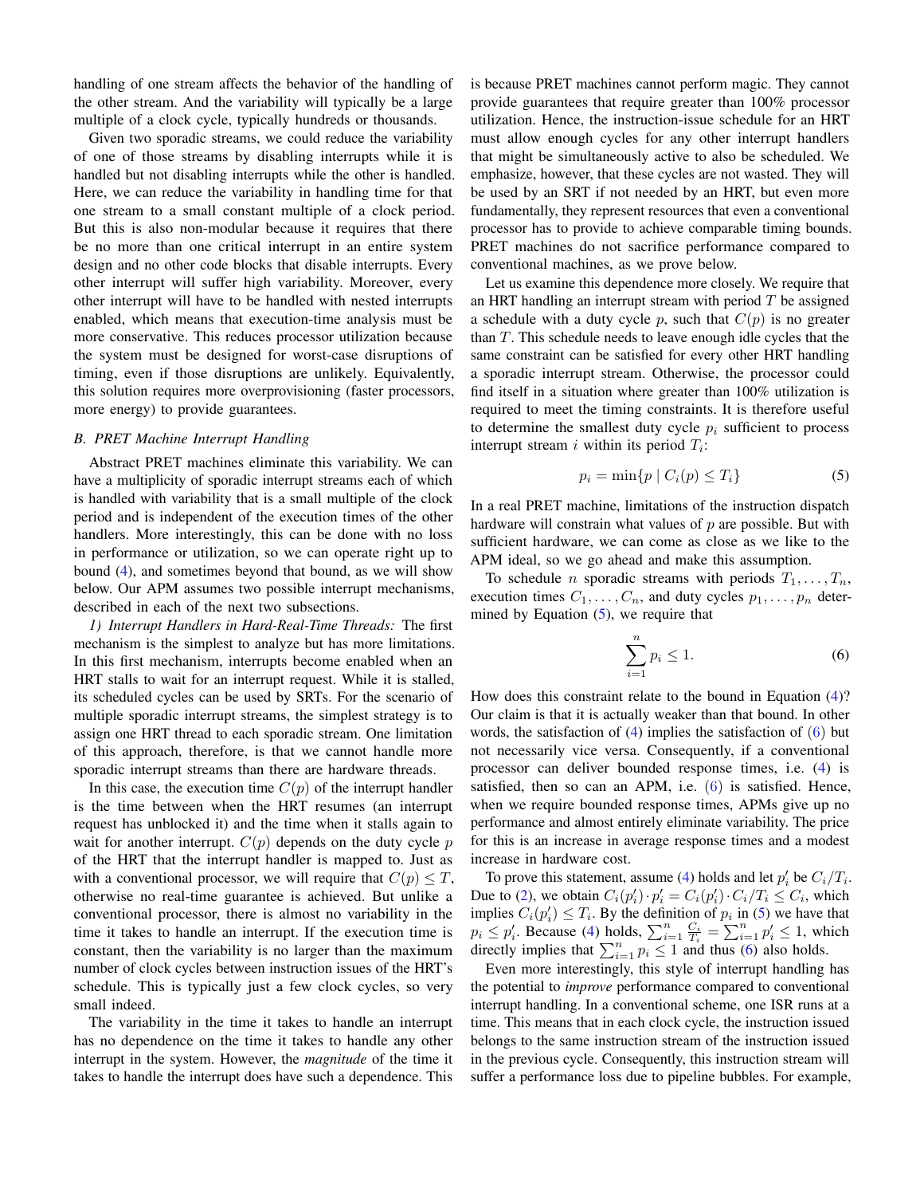handling of one stream affects the behavior of the handling of the other stream. And the variability will typically be a large multiple of a clock cycle, typically hundreds or thousands.

Given two sporadic streams, we could reduce the variability of one of those streams by disabling interrupts while it is handled but not disabling interrupts while the other is handled. Here, we can reduce the variability in handling time for that one stream to a small constant multiple of a clock period. But this is also non-modular because it requires that there be no more than one critical interrupt in an entire system design and no other code blocks that disable interrupts. Every other interrupt will suffer high variability. Moreover, every other interrupt will have to be handled with nested interrupts enabled, which means that execution-time analysis must be more conservative. This reduces processor utilization because the system must be designed for worst-case disruptions of timing, even if those disruptions are unlikely. Equivalently, this solution requires more overprovisioning (faster processors, more energy) to provide guarantees.

### B. PRET Machine Interrupt Handling

Abstract PRET machines eliminate this variability. We can have a multiplicity of sporadic interrupt streams each of which is handled with variability that is a small multiple of the clock period and is independent of the execution times of the other handlers. More interestingly, this can be done with no loss in performance or utilization, so we can operate right up to bound (4), and sometimes beyond that bound, as we will show below. Our APM assumes two possible interrupt mechanisms, described in each of the next two subsections.

*1) Interrupt Handlers in Hard-Real-Time Threads:* The first mechanism is the simplest to analyze but has more limitations. In this first mechanism, interrupts become enabled when an HRT stalls to wait for an interrupt request. While it is stalled, its scheduled cycles can be used by SRTs. For the scenario of multiple sporadic interrupt streams, the simplest strategy is to assign one HRT thread to each sporadic stream. One limitation of this approach, therefore, is that we cannot handle more sporadic interrupt streams than there are hardware threads.

In this case, the execution time $C(p)$ of the interrupt handler is the time between when the HRT resumes (an interrupt request has unblocked it) and the time when it stalls again to wait for another interrupt. $C(p)$ depends on the duty cycle $p$ of the HRT that the interrupt handler is mapped to. Just as with a conventional processor, we will require that $C(p) \leq T$, otherwise no real-time guarantee is achieved. But unlike a conventional processor, there is almost no variability in the time it takes to handle an interrupt. If the execution time is constant, then the variability is no larger than the maximum number of clock cycles between instruction issues of the HRT's schedule. This is typically just a few clock cycles, so very small indeed.

The variability in the time it takes to handle an interrupt has no dependence on the time it takes to handle any other interrupt in the system. However, the *magnitude* of the time it takes to handle the interrupt does have such a dependence. This is because PRET machines cannot perform magic. They cannot provide guarantees that require greater than 100% processor utilization. Hence, the instruction-issue schedule for an HRT must allow enough cycles for any other interrupt handlers that might be simultaneously active to also be scheduled. We emphasize, however, that these cycles are not wasted. They will be used by an SRT if not needed by an HRT, but even more fundamentally, they represent resources that even a conventional processor has to provide to achieve comparable timing bounds. PRET machines do not sacrifice performance compared to conventional machines, as we prove below.

Let us examine this dependence more closely. We require that an HRT handling an interrupt stream with period $T$ be assigned a schedule with a duty cycle $p$, such that $C(p)$ is no greater than $T$. This schedule needs to leave enough idle cycles that the same constraint can be satisfied for every other HRT handling a sporadic interrupt stream. Otherwise, the processor could find itself in a situation where greater than 100% utilization is required to meet the timing constraints. It is therefore useful to determine the smallest duty cycle $p_i$ sufficient to process interrupt stream $i$ within its period $T_i$:

$$p_i = \min\{p \mid C_i(p) \leq T_i\} \tag{5}$$

In a real PRET machine, limitations of the instruction dispatch hardware will constrain what values of $p$ are possible. But with sufficient hardware, we can come as close as we like to the APM ideal, so we go ahead and make this assumption.

To schedule $n$ sporadic streams with periods $T_1, \ldots, T_n$, execution times $C_1, \ldots, C_n$, and duty cycles $p_1, \ldots, p_n$ determined by Equation (5), we require that

$$\sum_{i=1}^{n} p_i \leq 1. \tag{6}$$

How does this constraint relate to the bound in Equation (4)? Our claim is that it is actually weaker than that bound. In other words, the satisfaction of (4) implies the satisfaction of (6) but not necessarily vice versa. Consequently, if a conventional processor can deliver bounded response times, i.e. (4) is satisfied, then so can an APM, i.e. (6) is satisfied. Hence, when we require bounded response times, APMs give up no performance and almost entirely eliminate variability. The price for this is an increase in average response times and a modest increase in hardware cost.

To prove this statement, assume (4) holds and let $p'_i$ be $C_i/T_i$. Due to (2), we obtain $C_i(p'_i) \cdot p'_i = C_i(p'_i) \cdot C_i/T_i \leq C_i$, which implies $C_i(p'_i) \leq T_i$. By the definition of $p_i$ in (5) we have that $p_i \leq p'_i$. Because (4) holds, $\sum_{i=1}^{n} \frac{C_i}{T_i} = \sum_{i=1}^{n} p'_i \leq 1$, which directly implies that $\sum_{i=1}^{n} p_i \leq 1$ and thus (6) also holds.

Even more interestingly, this style of interrupt handling has the potential to *improve* performance compared to conventional interrupt handling. In a conventional scheme, one ISR runs at a time. This means that in each clock cycle, the instruction issued belongs to the same instruction stream of the instruction issued in the previous cycle. Consequently, this instruction stream will suffer a performance loss due to pipeline bubbles. For example,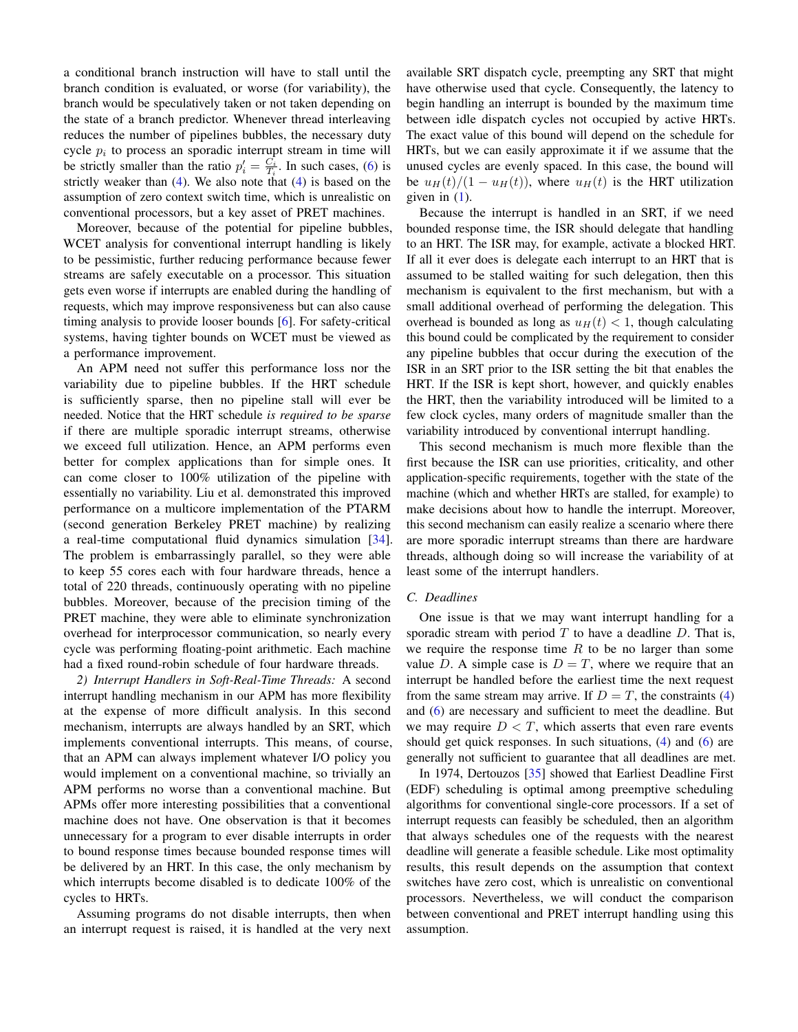a conditional branch instruction will have to stall until the branch condition is evaluated, or worse (for variability), the branch would be speculatively taken or not taken depending on the state of a branch predictor. Whenever thread interleaving reduces the number of pipelines bubbles, the necessary duty cycle $p_i$ to process an sporadic interrupt stream in time will be strictly smaller than the ratio $p'_i = \frac{C_i}{T_i}$. In such cases, (6) is strictly weaker than (4). We also note that (4) is based on the assumption of zero context switch time, which is unrealistic on conventional processors, but a key asset of PRET machines.

Moreover, because of the potential for pipeline bubbles, WCET analysis for conventional interrupt handling is likely to be pessimistic, further reducing performance because fewer streams are safely executable on a processor. This situation gets even worse if interrupts are enabled during the handling of requests, which may improve responsiveness but can also cause timing analysis to provide looser bounds [6]. For safety-critical systems, having tighter bounds on WCET must be viewed as a performance improvement.

An APM need not suffer this performance loss nor the variability due to pipeline bubbles. If the HRT schedule is sufficiently sparse, then no pipeline stall will ever be needed. Notice that the HRT schedule *is required to be sparse* if there are multiple sporadic interrupt streams, otherwise we exceed full utilization. Hence, an APM performs even better for complex applications than for simple ones. It can come closer to 100% utilization of the pipeline with essentially no variability. Liu et al. demonstrated this improved performance on a multicore implementation of the PTARM (second generation Berkeley PRET machine) by realizing a real-time computational fluid dynamics simulation [34]. The problem is embarrassingly parallel, so they were able to keep 55 cores each with four hardware threads, hence a total of 220 threads, continuously operating with no pipeline bubbles. Moreover, because of the precision timing of the PRET machine, they were able to eliminate synchronization overhead for interprocessor communication, so nearly every cycle was performing floating-point arithmetic. Each machine had a fixed round-robin schedule of four hardware threads.

*2) Interrupt Handlers in Soft-Real-Time Threads:* A second interrupt handling mechanism in our APM has more flexibility at the expense of more difficult analysis. In this second mechanism, interrupts are always handled by an SRT, which implements conventional interrupts. This means, of course, that an APM can always implement whatever I/O policy you would implement on a conventional machine, so trivially an APM performs no worse than a conventional machine. But APMs offer more interesting possibilities that a conventional machine does not have. One observation is that it becomes unnecessary for a program to ever disable interrupts in order to bound response times because bounded response times will be delivered by an HRT. In this case, the only mechanism by which interrupts become disabled is to dedicate 100% of the cycles to HRTs.

Assuming programs do not disable interrupts, then when an interrupt request is raised, it is handled at the very next available SRT dispatch cycle, preempting any SRT that might have otherwise used that cycle. Consequently, the latency to begin handling an interrupt is bounded by the maximum time between idle dispatch cycles not occupied by active HRTs. The exact value of this bound will depend on the schedule for HRTs, but we can easily approximate it if we assume that the unused cycles are evenly spaced. In this case, the bound will be $u_H(t)/(1 - u_H(t))$, where $u_H(t)$ is the HRT utilization given in (1).

Because the interrupt is handled in an SRT, if we need bounded response time, the ISR should delegate that handling to an HRT. The ISR may, for example, activate a blocked HRT. If all it ever does is delegate each interrupt to an HRT that is assumed to be stalled waiting for such delegation, then this mechanism is equivalent to the first mechanism, but with a small additional overhead of performing the delegation. This overhead is bounded as long as $u_H(t) < 1$, though calculating this bound could be complicated by the requirement to consider any pipeline bubbles that occur during the execution of the ISR in an SRT prior to the ISR setting the bit that enables the HRT. If the ISR is kept short, however, and quickly enables the HRT, then the variability introduced will be limited to a few clock cycles, many orders of magnitude smaller than the variability introduced by conventional interrupt handling.

This second mechanism is much more flexible than the first because the ISR can use priorities, criticality, and other application-specific requirements, together with the state of the machine (which and whether HRTs are stalled, for example) to make decisions about how to handle the interrupt. Moreover, this second mechanism can easily realize a scenario where there are more sporadic interrupt streams than there are hardware threads, although doing so will increase the variability of at least some of the interrupt handlers.

### C. Deadlines

One issue is that we may want interrupt handling for a sporadic stream with period $T$ to have a deadline $D$. That is, we require the response time $R$ to be no larger than some value $D$. A simple case is $D = T$, where we require that an interrupt be handled before the earliest time the next request from the same stream may arrive. If $D = T$, the constraints (4) and (6) are necessary and sufficient to meet the deadline. But we may require $D < T$, which asserts that even rare events should get quick responses. In such situations, (4) and (6) are generally not sufficient to guarantee that all deadlines are met.

In 1974, Dertouzos [35] showed that Earliest Deadline First (EDF) scheduling is optimal among preemptive scheduling algorithms for conventional single-core processors. If a set of interrupt requests can feasibly be scheduled, then an algorithm that always schedules one of the requests with the nearest deadline will generate a feasible schedule. Like most optimality results, this result depends on the assumption that context switches have zero cost, which is unrealistic on conventional processors. Nevertheless, we will conduct the comparison between conventional and PRET interrupt handling using this assumption.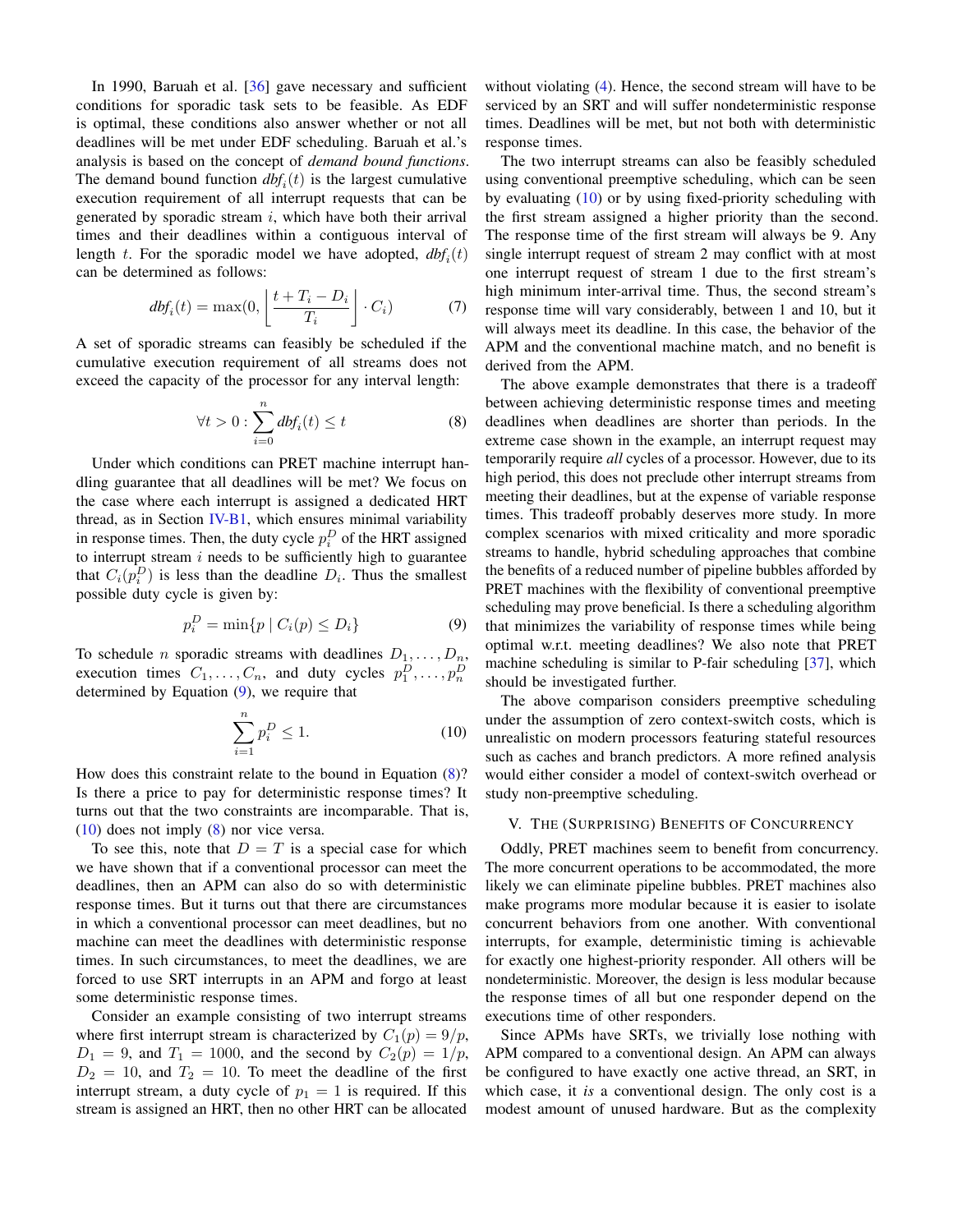In 1990, Baruah et al. [36] gave necessary and sufficient conditions for sporadic task sets to be feasible. As EDF is optimal, these conditions also answer whether or not all deadlines will be met under EDF scheduling. Baruah et al.'s analysis is based on the concept of *demand bound functions*. The demand bound function $dbf_i(t)$ is the largest cumulative execution requirement of all interrupt requests that can be generated by sporadic stream $i$, which have both their arrival times and their deadlines within a contiguous interval of length $t$. For the sporadic model we have adopted, $dbf_i(t)$ can be determined as follows:

$$dbf_i(t) = \max(0, \left\lfloor \frac{t + T_i - D_i}{T_i} \right\rfloor \cdot C_i) \tag{7}$$

A set of sporadic streams can feasibly be scheduled if the cumulative execution requirement of all streams does not exceed the capacity of the processor for any interval length:

$$\forall t > 0 : \sum_{i=0}^{n} dbf_i(t) \leq t \tag{8}$$

Under which conditions can PRET machine interrupt handling guarantee that all deadlines will be met? We focus on the case where each interrupt is assigned a dedicated HRT thread, as in Section IV-B1, which ensures minimal variability in response times. Then, the duty cycle $p_i^D$ of the HRT assigned to interrupt stream $i$ needs to be sufficiently high to guarantee that $C_i(p_i^D)$ is less than the deadline $D_i$. Thus the smallest possible duty cycle is given by:

$$p_i^D = \min\{p \mid C_i(p) \leq D_i\} \tag{9}$$

To schedule $n$ sporadic streams with deadlines $D_1, \ldots, D_n$, execution times $C_1, \ldots, C_n$, and duty cycles $p_1^D, \ldots, p_n^D$ determined by Equation (9), we require that

$$\sum_{i=1}^{n} p_i^D \leq 1. \tag{10}$$

How does this constraint relate to the bound in Equation (8)? Is there a price to pay for deterministic response times? It turns out that the two constraints are incomparable. That is, (10) does not imply (8) nor vice versa.

To see this, note that $D = T$ is a special case for which we have shown that if a conventional processor can meet the deadlines, then an APM can also do so with deterministic response times. But it turns out that there are circumstances in which a conventional processor can meet deadlines, but no machine can meet the deadlines with deterministic response times. In such circumstances, to meet the deadlines, we are forced to use SRT interrupts in an APM and forgo at least some deterministic response times.

Consider an example consisting of two interrupt streams where first interrupt stream is characterized by $C_1(p) = 9/p$, $D_1 = 9$, and $T_1 = 1000$, and the second by $C_2(p) = 1/p$, $D_2 = 10$, and $T_2 = 10$. To meet the deadline of the first interrupt stream, a duty cycle of $p_1 = 1$ is required. If this stream is assigned an HRT, then no other HRT can be allocated without violating (4). Hence, the second stream will have to be serviced by an SRT and will suffer nondeterministic response times. Deadlines will be met, but not both with deterministic response times.

The two interrupt streams can also be feasibly scheduled using conventional preemptive scheduling, which can be seen by evaluating (10) or by using fixed-priority scheduling with the first stream assigned a higher priority than the second. The response time of the first stream will always be 9. Any single interrupt request of stream 2 may conflict with at most one interrupt request of stream 1 due to the first stream's high minimum inter-arrival time. Thus, the second stream's response time will vary considerably, between 1 and 10, but it will always meet its deadline. In this case, the behavior of the APM and the conventional machine match, and no benefit is derived from the APM.

The above example demonstrates that there is a tradeoff between achieving deterministic response times and meeting deadlines when deadlines are shorter than periods. In the extreme case shown in the example, an interrupt request may temporarily require *all* cycles of a processor. However, due to its high period, this does not preclude other interrupt streams from meeting their deadlines, but at the expense of variable response times. This tradeoff probably deserves more study. In more complex scenarios with mixed criticality and more sporadic streams to handle, hybrid scheduling approaches that combine the benefits of a reduced number of pipeline bubbles afforded by PRET machines with the flexibility of conventional preemptive scheduling may prove beneficial. Is there a scheduling algorithm that minimizes the variability of response times while being optimal w.r.t. meeting deadlines? We also note that PRET machine scheduling is similar to P-fair scheduling [37], which should be investigated further.

The above comparison considers preemptive scheduling under the assumption of zero context-switch costs, which is unrealistic on modern processors featuring stateful resources such as caches and branch predictors. A more refined analysis would either consider a model of context-switch overhead or study non-preemptive scheduling.

## V. The (Surprising) Benefits of Concurrency

Oddly, PRET machines seem to benefit from concurrency. The more concurrent operations to be accommodated, the more likely we can eliminate pipeline bubbles. PRET machines also make programs more modular because it is easier to isolate concurrent behaviors from one another. With conventional interrupts, for example, deterministic timing is achievable for exactly one highest-priority responder. All others will be nondeterministic. Moreover, the design is less modular because the response times of all but one responder depend on the executions time of other responders.

Since APMs have SRTs, we trivially lose nothing with APM compared to a conventional design. An APM can always be configured to have exactly one active thread, an SRT, in which case, it *is* a conventional design. The only cost is a modest amount of unused hardware. But as the complexity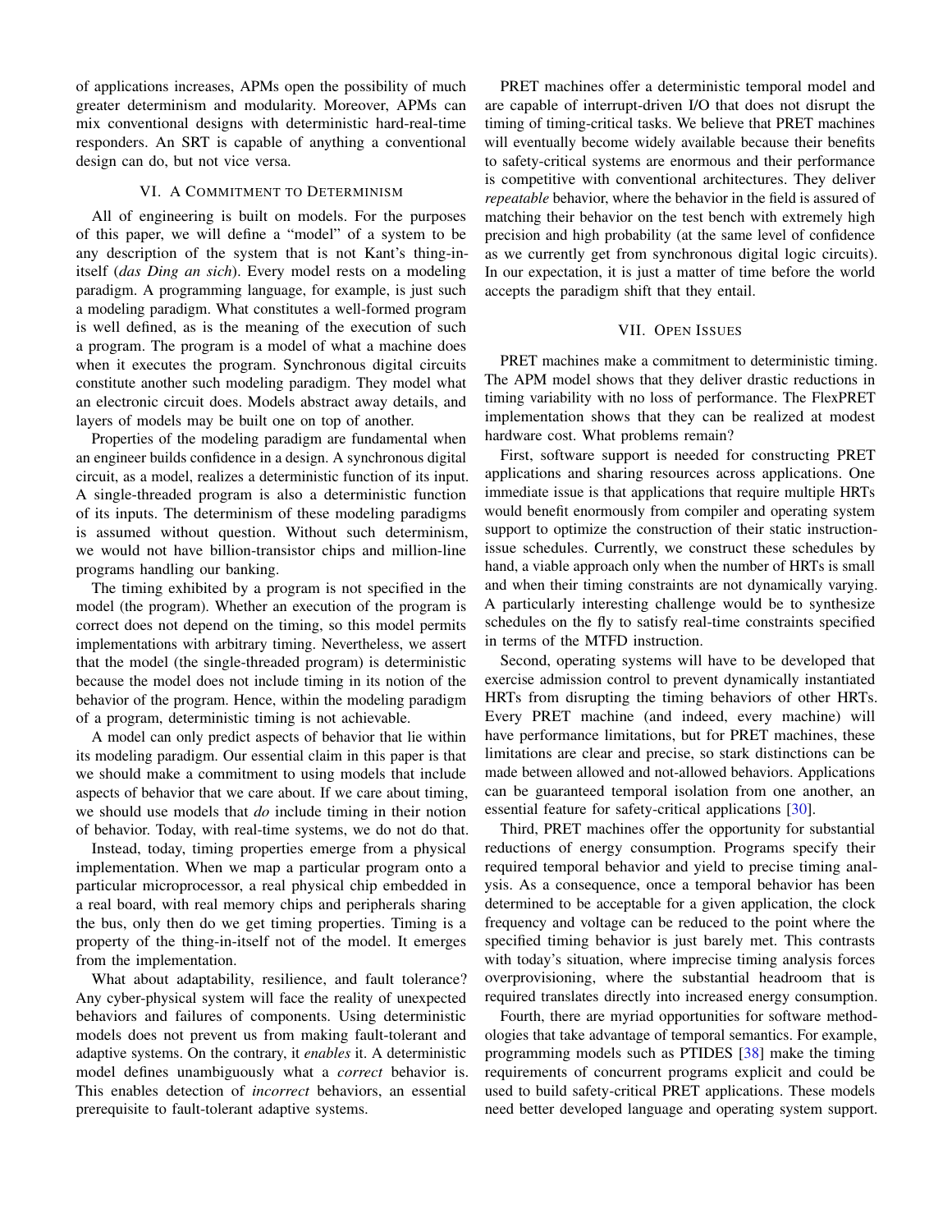of applications increases, APMs open the possibility of much greater determinism and modularity. Moreover, APMs can mix conventional designs with deterministic hard-real-time responders. An SRT is capable of anything a conventional design can do, but not vice versa.

## VI. A Commitment to Determinism

All of engineering is built on models. For the purposes of this paper, we will define a "model" of a system to be any description of the system that is not Kant's thing-in-itself (*das Ding an sich*). Every model rests on a modeling paradigm. A programming language, for example, is just such a modeling paradigm. What constitutes a well-formed program is well defined, as is the meaning of the execution of such a program. The program is a model of what a machine does when it executes the program. Synchronous digital circuits constitute another such modeling paradigm. They model what an electronic circuit does. Models abstract away details, and layers of models may be built one on top of another.

Properties of the modeling paradigm are fundamental when an engineer builds confidence in a design. A synchronous digital circuit, as a model, realizes a deterministic function of its input. A single-threaded program is also a deterministic function of its inputs. The determinism of these modeling paradigms is assumed without question. Without such determinism, we would not have billion-transistor chips and million-line programs handling our banking.

The timing exhibited by a program is not specified in the model (the program). Whether an execution of the program is correct does not depend on the timing, so this model permits implementations with arbitrary timing. Nevertheless, we assert that the model (the single-threaded program) is deterministic because the model does not include timing in its notion of the behavior of the program. Hence, within the modeling paradigm of a program, deterministic timing is not achievable.

A model can only predict aspects of behavior that lie within its modeling paradigm. Our essential claim in this paper is that we should make a commitment to using models that include aspects of behavior that we care about. If we care about timing, we should use models that *do* include timing in their notion of behavior. Today, with real-time systems, we do not do that.

Instead, today, timing properties emerge from a physical implementation. When we map a particular program onto a particular microprocessor, a real physical chip embedded in a real board, with real memory chips and peripherals sharing the bus, only then do we get timing properties. Timing is a property of the thing-in-itself not of the model. It emerges from the implementation.

What about adaptability, resilience, and fault tolerance? Any cyber-physical system will face the reality of unexpected behaviors and failures of components. Using deterministic models does not prevent us from making fault-tolerant and adaptive systems. On the contrary, it *enables* it. A deterministic model defines unambiguously what a *correct* behavior is. This enables detection of *incorrect* behaviors, an essential prerequisite to fault-tolerant adaptive systems.

PRET machines offer a deterministic temporal model and are capable of interrupt-driven I/O that does not disrupt the timing of timing-critical tasks. We believe that PRET machines will eventually become widely available because their benefits to safety-critical systems are enormous and their performance is competitive with conventional architectures. They deliver *repeatable* behavior, where the behavior in the field is assured of matching their behavior on the test bench with extremely high precision and high probability (at the same level of confidence as we currently get from synchronous digital logic circuits). In our expectation, it is just a matter of time before the world accepts the paradigm shift that they entail.

## VII. Open Issues

PRET machines make a commitment to deterministic timing. The APM model shows that they deliver drastic reductions in timing variability with no loss of performance. The FlexPRET implementation shows that they can be realized at modest hardware cost. What problems remain?

First, software support is needed for constructing PRET applications and sharing resources across applications. One immediate issue is that applications that require multiple HRTs would benefit enormously from compiler and operating system support to optimize the construction of their static instruction-issue schedules. Currently, we construct these schedules by hand, a viable approach only when the number of HRTs is small and when their timing constraints are not dynamically varying. A particularly interesting challenge would be to synthesize schedules on the fly to satisfy real-time constraints specified in terms of the MTFD instruction.

Second, operating systems will have to be developed that exercise admission control to prevent dynamically instantiated HRTs from disrupting the timing behaviors of other HRTs. Every PRET machine (and indeed, every machine) will have performance limitations, but for PRET machines, these limitations are clear and precise, so stark distinctions can be made between allowed and not-allowed behaviors. Applications can be guaranteed temporal isolation from one another, an essential feature for safety-critical applications [30].

Third, PRET machines offer the opportunity for substantial reductions of energy consumption. Programs specify their required temporal behavior and yield to precise timing analysis. As a consequence, once a temporal behavior has been determined to be acceptable for a given application, the clock frequency and voltage can be reduced to the point where the specified timing behavior is just barely met. This contrasts with today's situation, where imprecise timing analysis forces overprovisioning, where the substantial headroom that is required translates directly into increased energy consumption.

Fourth, there are myriad opportunities for software methodologies that take advantage of temporal semantics. For example, programming models such as PTIDES [38] make the timing requirements of concurrent programs explicit and could be used to build safety-critical PRET applications. These models need better developed language and operating system support.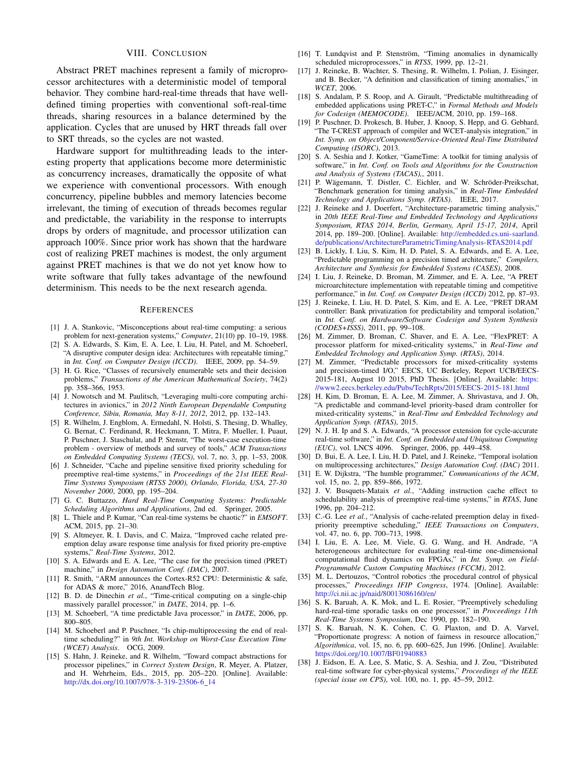## VIII. Conclusion

Abstract PRET machines represent a family of microprocessor architectures with a deterministic model of temporal behavior. They combine hard-real-time threads that have well-defined timing properties with conventional soft-real-time threads, sharing resources in a balance determined by the application. Cycles that are unused by HRT threads fall over to SRT threads, so the cycles are not wasted.

Hardware support for multithreading leads to the interesting property that applications become more deterministic as concurrency increases, dramatically the opposite of what we experience with conventional processors. With enough concurrency, pipeline bubbles and memory latencies become irrelevant, the timing of execution of threads becomes regular and predictable, the variability in the response to interrupts drops by orders of magnitude, and processor utilization can approach 100%. Since prior work has shown that the hardware cost of realizing PRET machines is modest, the only argument against PRET machines is that we do not yet know how to write software that fully takes advantage of the newfound determinism. This needs to be the next research agenda.

## References

[1] J. A. Stankovic, "Misconceptions about real-time computing: a serious problem for next-generation systems," *Computer*, 21(10) pp. 10–19, 1988.

[2] S. A. Edwards, S. Kim, E. A. Lee, I. Liu, H. Patel, and M. Schoeberl, "A disruptive computer design idea: Architectures with repeatable timing," in *Int. Conf. on Computer Design (ICCD)*. IEEE, 2009, pp. 54–59.

[3] H. G. Rice, "Classes of recursively enumerable sets and their decision problems," *Transactions of the American Mathematical Society*, 74(2) pp. 358–366, 1953.

[4] J. Nowotsch and M. Paulitsch, "Leveraging multi-core computing architectures in avionics," in *2012 Ninth European Dependable Computing Conference, Sibiu, Romania, May 8-11, 2012*, 2012, pp. 132–143.

[5] R. Wilhelm, J. Engblom, A. Ermedahl, N. Holsti, S. Thesing, D. Whalley, G. Bernat, C. Ferdinand, R. Heckmann, T. Mitra, F. Mueller, I. Puaut, P. Puschner, J. Staschulat, and P. Stenstr, "The worst-case execution-time problem - overview of methods and survey of tools," *ACM Transactions on Embedded Computing Systems (TECS)*, vol. 7, no. 3, pp. 1–53, 2008.

[6] J. Schneider, "Cache and pipeline sensitive fixed priority scheduling for preemptive real-time systems," in *Proceedings of the 21st IEEE Real-Time Systems Symposium (RTSS 2000), Orlando, Florida, USA, 27-30 November 2000*, 2000, pp. 195–204.

[7] G. C. Buttazzo, *Hard Real-Time Computing Systems: Predictable Scheduling Algorithms and Applications*, 2nd ed. Springer, 2005.

[8] L. Thiele and P. Kumar, "Can real-time systems be chaotic?" in *EMSOFT*. ACM, 2015, pp. 21–30.

[9] S. Altmeyer, R. I. Davis, and C. Maiza, "Improved cache related pre-emption delay aware response time analysis for fixed priority pre-emptive systems," *Real-Time Systems*, 2012.

[10] S. A. Edwards and E. A. Lee, "The case for the precision timed (PRET) machine," in *Design Automation Conf. (DAC)*, 2007.

[11] R. Smith, "ARM announces the Cortex-R52 CPU: Deterministic & safe, for ADAS & more," 2016, AnandTech Blog.

[12] B. D. de Dinechin *et al.*, "Time-critical computing on a single-chip massively parallel processor," in *DATE*, 2014, pp. 1–6.

[13] M. Schoeberl, "A time predictable Java processor," in *DATE*, 2006, pp. 800–805.

[14] M. Schoeberl and P. Puschner, "Is chip-multiprocessing the end of real-time scheduling?" in *9th Int. Workshop on Worst-Case Execution Time (WCET) Analysis*. OCG, 2009.

[15] S. Hahn, J. Reineke, and R. Wilhelm, "Toward compact abstractions for processor pipelines," in *Correct System Design*, R. Meyer, A. Platzer, and H. Wehrheim, Eds., 2015, pp. 205–220. [Online]. Available: http://dx.doi.org/10.1007/978-3-319-23506-6_14

[16] T. Lundqvist and P. Stenström, "Timing anomalies in dynamically scheduled microprocessors," in *RTSS*, 1999, pp. 12–21.

[17] J. Reineke, B. Wachter, S. Thesing, R. Wilhelm, I. Polian, J. Eisinger, and B. Becker, "A definition and classification of timing anomalies," in *WCET*, 2006.

[18] S. Andalam, P. S. Roop, and A. Girault, "Predictable multithreading of embedded applications using PRET-C," in *Formal Methods and Models for Codesign (MEMOCODE)*. IEEE/ACM, 2010, pp. 159–168.

[19] P. Puschner, D. Prokesch, B. Huber, J. Knoop, S. Hepp, and G. Gebhard, "The T-CREST approach of compiler and WCET-analysis integration," in *Int. Symp. on Object/Component/Service-Oriented Real-Time Distributed Computing (ISORC)*, 2013.

[20] S. A. Seshia and J. Kotker, "GameTime: A toolkit for timing analysis of software," in *Int. Conf. on Tools and Algorithms for the Construction and Analysis of Systems (TACAS),*, 2011.

[21] P. Wägemann, T. Distler, C. Eichler, and W. Schröder-Preikschat, "Benchmark generation for timing analysis," in *Real-Time Embedded Technology and Applications Symp. (RTAS)*. IEEE, 2017.

[22] J. Reineke and J. Doerfert, "Architecture-parametric timing analysis," in *20th IEEE Real-Time and Embedded Technology and Applications Symposium, RTAS 2014, Berlin, Germany, April 15-17, 2014*, April 2014, pp. 189–200. [Online]. Available: http://embedded.cs.uni-saarland.de/publications/ArchitectureParametricTimingAnalysis-RTAS2014.pdf

[23] B. Lickly, I. Liu, S. Kim, H. D. Patel, S. A. Edwards, and E. A. Lee, "Predictable programming on a precision timed architecture," in *Compilers, Architecture and Synthesis for Embedded Systems (CASES)*, 2008.

[24] I. Liu, J. Reineke, D. Broman, M. Zimmer, and E. A. Lee, "A PRET microarchitecture implementation with repeatable timing and competitive performance," in *Int. Conf. on Computer Design (ICCD)* 2012, pp. 87–93.

[25] J. Reineke, I. Liu, H. D. Patel, S. Kim, and E. A. Lee, "PRET DRAM controller: Bank privatization for predictability and temporal isolation," in *Int. Conf. on Hardware/Software Codesign and System Synthesis (CODES+ISSS)*, 2011, pp. 99–108.

[26] M. Zimmer, D. Broman, C. Shaver, and E. A. Lee, "FlexPRET: A processor platform for mixed-criticality systems," in *Real-Time and Embedded Technology and Application Symp. (RTAS)*, 2014.

[27] M. Zimmer, "Predictable processors for mixed-criticality systems and precision-timed I/O," EECS, UC Berkeley, Report UCB/EECS-2015-181, August 10 2015, PhD Thesis. [Online]. Available: https://www2.eecs.berkeley.edu/Pubs/TechRpts/2015/EECS-2015-181.html

[28] H. Kim, D. Broman, E. A. Lee, M. Zimmer, A. Shrivastava, and J. Oh, "A predictable and command-level priority-based dram controller for mixed-criticality systems," in *Real-Time and Embedded Technology and Application Symp. (RTAS)*, 2015.

[29] N. J. H. Ip and S. A. Edwards, "A processor extension for cycle-accurate real-time software," in *Int. Conf. on Embedded and Ubiquitous Computing (EUC)*, vol. LNCS 4096. Springer, 2006, pp. 449–458.

[30] D. Bui, E. A. Lee, I. Liu, H. D. Patel, and J. Reineke, "Temporal isolation on multiprocessing architectures," *Design Automation Conf. (DAC)* 2011.

[31] E. W. Dijkstra, "The humble programmer," *Communications of the ACM*, vol. 15, no. 2, pp. 859–866, 1972.

[32] J. V. Busquets-Mataix *et al.*, "Adding instruction cache effect to schedulability analysis of preemptive real-time systems," in *RTAS*, June 1996, pp. 204–212.

[33] C.-G. Lee *et al.*, "Analysis of cache-related preemption delay in fixed-priority preemptive scheduling," *IEEE Transactions on Computers*, vol. 47, no. 6, pp. 700–713, 1998.

[34] I. Liu, E. A. Lee, M. Viele, G. G. Wang, and H. Andrade, "A heterogeneous architecture for evaluating real-time one-dimensional computational fluid dynamics on FPGAs," in *Int. Symp. on Field-Programmable Custom Computing Machines (FCCM)*, 2012.

[35] M. L. Dertouzos, "Control robotics :the procedural control of physical processes," *Proceedings IFIP Congress*, 1974. [Online]. Available: http://ci.nii.ac.jp/naid/80013086160/en/

[36] S. K. Baruah, A. K. Mok, and L. E. Rosier, "Preemptively scheduling hard-real-time sporadic tasks on one processor," in *Proceedings 11th Real-Time Systems Symposium*, Dec 1990, pp. 182–190.

[37] S. K. Baruah, N. K. Cohen, C. G. Plaxton, and D. A. Varvel, "Proportionate progress: A notion of fairness in resource allocation," *Algorithmica*, vol. 15, no. 6, pp. 600–625, Jun 1996. [Online]. Available: https://doi.org/10.1007/BF01940883

[38] J. Eidson, E. A. Lee, S. Matic, S. A. Seshia, and J. Zou, "Distributed real-time software for cyber-physical systems," *Proceedings of the IEEE (special issue on CPS)*, vol. 100, no. 1, pp. 45–59, 2012.